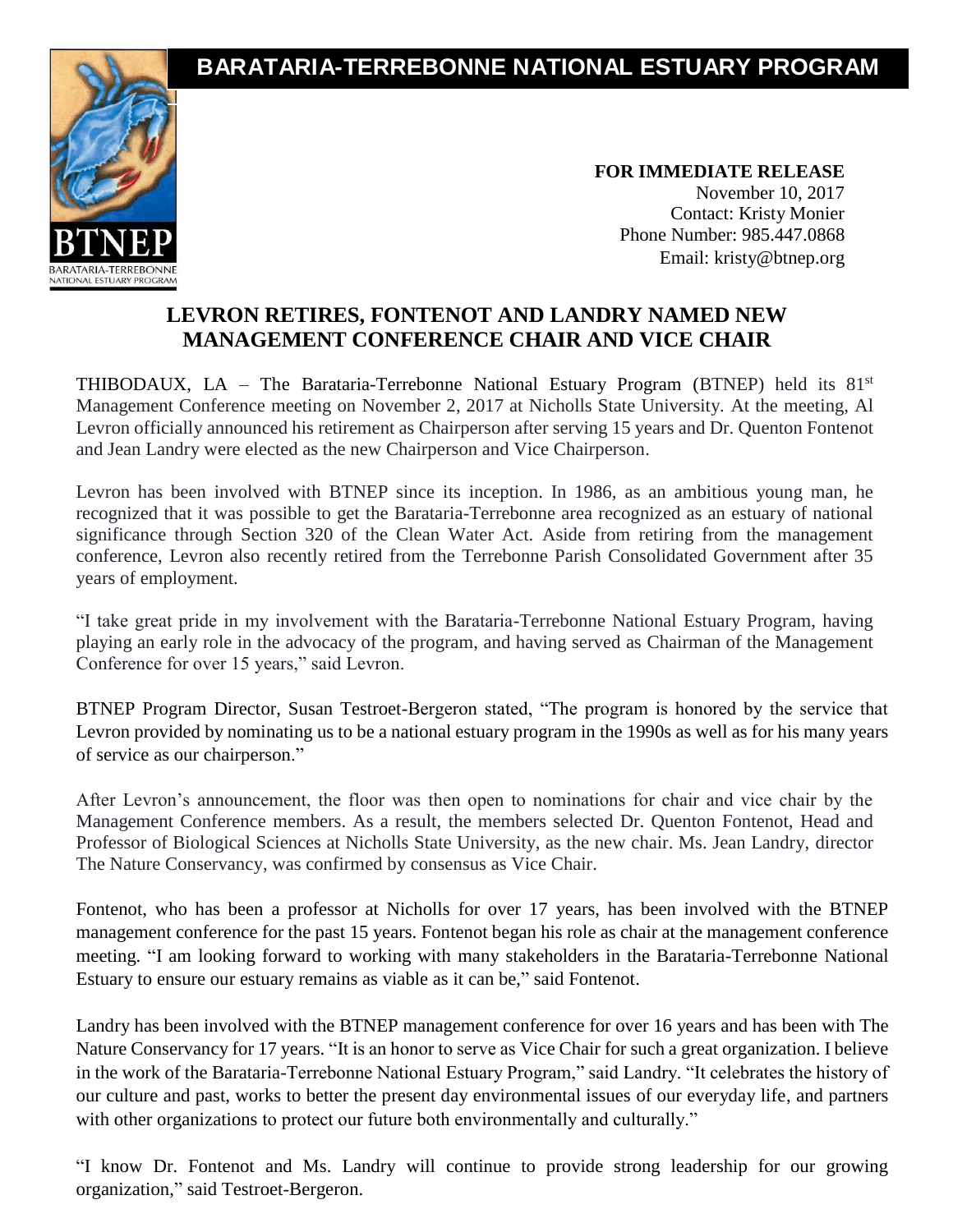# BARATARIA-TERREBONNE NATIONAL ESTUARY PROGRAM

BTNEP
BARATARIA-TERREBONNE NATIONAL ESTUARY PROGRAM

**FOR IMMEDIATE RELEASE**
November 10, 2017
Contact: Kristy Monier
Phone Number: 985.447.0868
Email: kristy@btnep.org

## LEVRON RETIRES, FONTENOT AND LANDRY NAMED NEW MANAGEMENT CONFERENCE CHAIR AND VICE CHAIR

THIBODAUX, LA – The Barataria-Terrebonne National Estuary Program (BTNEP) held its 81st Management Conference meeting on November 2, 2017 at Nicholls State University. At the meeting, Al Levron officially announced his retirement as Chairperson after serving 15 years and Dr. Quenton Fontenot and Jean Landry were elected as the new Chairperson and Vice Chairperson.

Levron has been involved with BTNEP since its inception. In 1986, as an ambitious young man, he recognized that it was possible to get the Barataria-Terrebonne area recognized as an estuary of national significance through Section 320 of the Clean Water Act. Aside from retiring from the management conference, Levron also recently retired from the Terrebonne Parish Consolidated Government after 35 years of employment.

"I take great pride in my involvement with the Barataria-Terrebonne National Estuary Program, having playing an early role in the advocacy of the program, and having served as Chairman of the Management Conference for over 15 years," said Levron.

BTNEP Program Director, Susan Testroet-Bergeron stated, "The program is honored by the service that Levron provided by nominating us to be a national estuary program in the 1990s as well as for his many years of service as our chairperson."

After Levron's announcement, the floor was then open to nominations for chair and vice chair by the Management Conference members. As a result, the members selected Dr. Quenton Fontenot, Head and Professor of Biological Sciences at Nicholls State University, as the new chair. Ms. Jean Landry, director The Nature Conservancy, was confirmed by consensus as Vice Chair.

Fontenot, who has been a professor at Nicholls for over 17 years, has been involved with the BTNEP management conference for the past 15 years. Fontenot began his role as chair at the management conference meeting. "I am looking forward to working with many stakeholders in the Barataria-Terrebonne National Estuary to ensure our estuary remains as viable as it can be," said Fontenot.

Landry has been involved with the BTNEP management conference for over 16 years and has been with The Nature Conservancy for 17 years. "It is an honor to serve as Vice Chair for such a great organization. I believe in the work of the Barataria-Terrebonne National Estuary Program," said Landry. "It celebrates the history of our culture and past, works to better the present day environmental issues of our everyday life, and partners with other organizations to protect our future both environmentally and culturally."

"I know Dr. Fontenot and Ms. Landry will continue to provide strong leadership for our growing organization," said Testroet-Bergeron.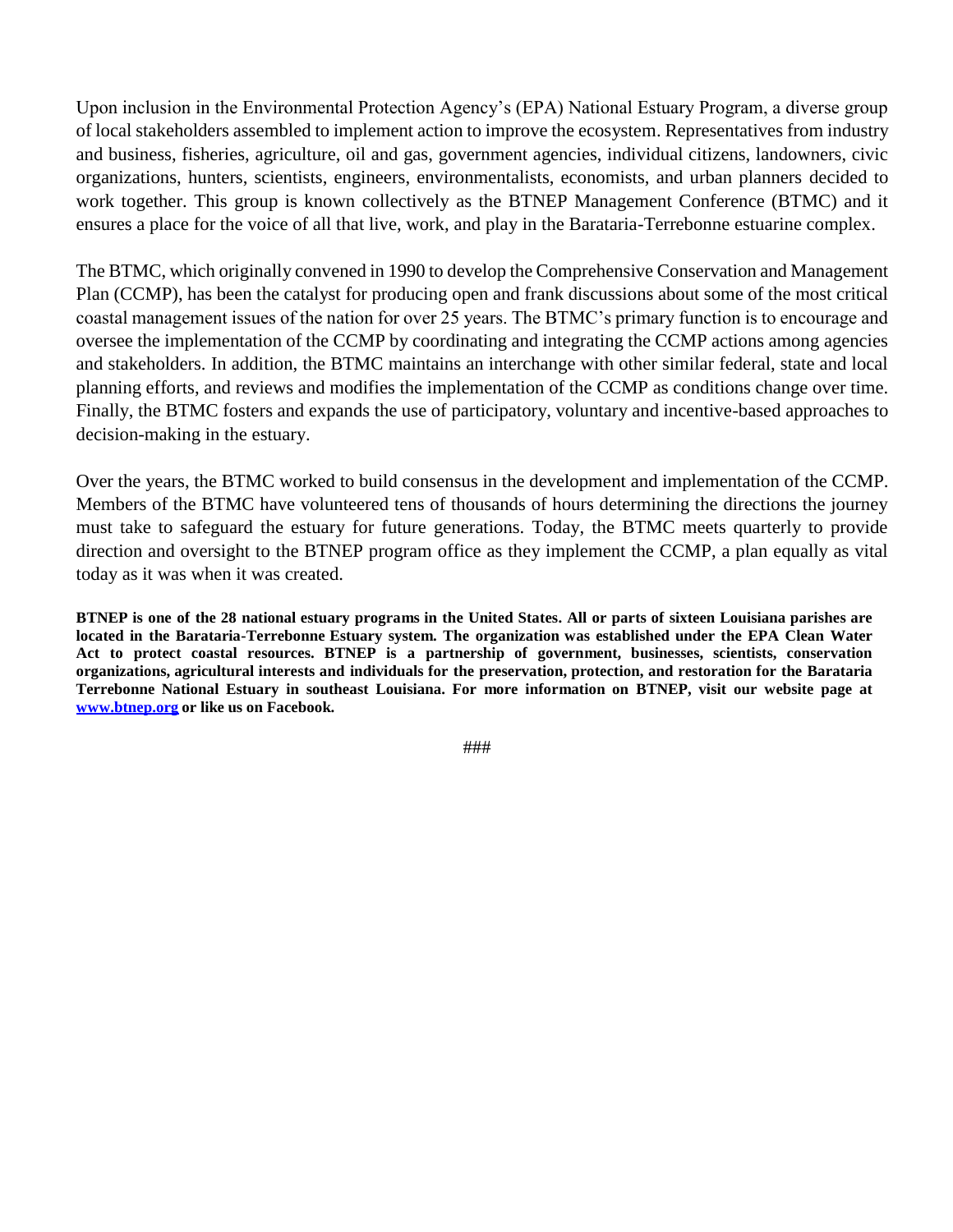Upon inclusion in the Environmental Protection Agency's (EPA) National Estuary Program, a diverse group of local stakeholders assembled to implement action to improve the ecosystem. Representatives from industry and business, fisheries, agriculture, oil and gas, government agencies, individual citizens, landowners, civic organizations, hunters, scientists, engineers, environmentalists, economists, and urban planners decided to work together. This group is known collectively as the BTNEP Management Conference (BTMC) and it ensures a place for the voice of all that live, work, and play in the Barataria-Terrebonne estuarine complex.

The BTMC, which originally convened in 1990 to develop the Comprehensive Conservation and Management Plan (CCMP), has been the catalyst for producing open and frank discussions about some of the most critical coastal management issues of the nation for over 25 years. The BTMC's primary function is to encourage and oversee the implementation of the CCMP by coordinating and integrating the CCMP actions among agencies and stakeholders. In addition, the BTMC maintains an interchange with other similar federal, state and local planning efforts, and reviews and modifies the implementation of the CCMP as conditions change over time. Finally, the BTMC fosters and expands the use of participatory, voluntary and incentive-based approaches to decision-making in the estuary.

Over the years, the BTMC worked to build consensus in the development and implementation of the CCMP. Members of the BTMC have volunteered tens of thousands of hours determining the directions the journey must take to safeguard the estuary for future generations. Today, the BTMC meets quarterly to provide direction and oversight to the BTNEP program office as they implement the CCMP, a plan equally as vital today as it was when it was created.

**BTNEP is one of the 28 national estuary programs in the United States. All or parts of sixteen Louisiana parishes are located in the Barataria-Terrebonne Estuary system. The organization was established under the EPA Clean Water Act to protect coastal resources. BTNEP is a partnership of government, businesses, scientists, conservation organizations, agricultural interests and individuals for the preservation, protection, and restoration for the Barataria Terrebonne National Estuary in southeast Louisiana. For more information on BTNEP, visit our website page at [www.btnep.org](http://www.btnep.org) or like us on Facebook.**

###